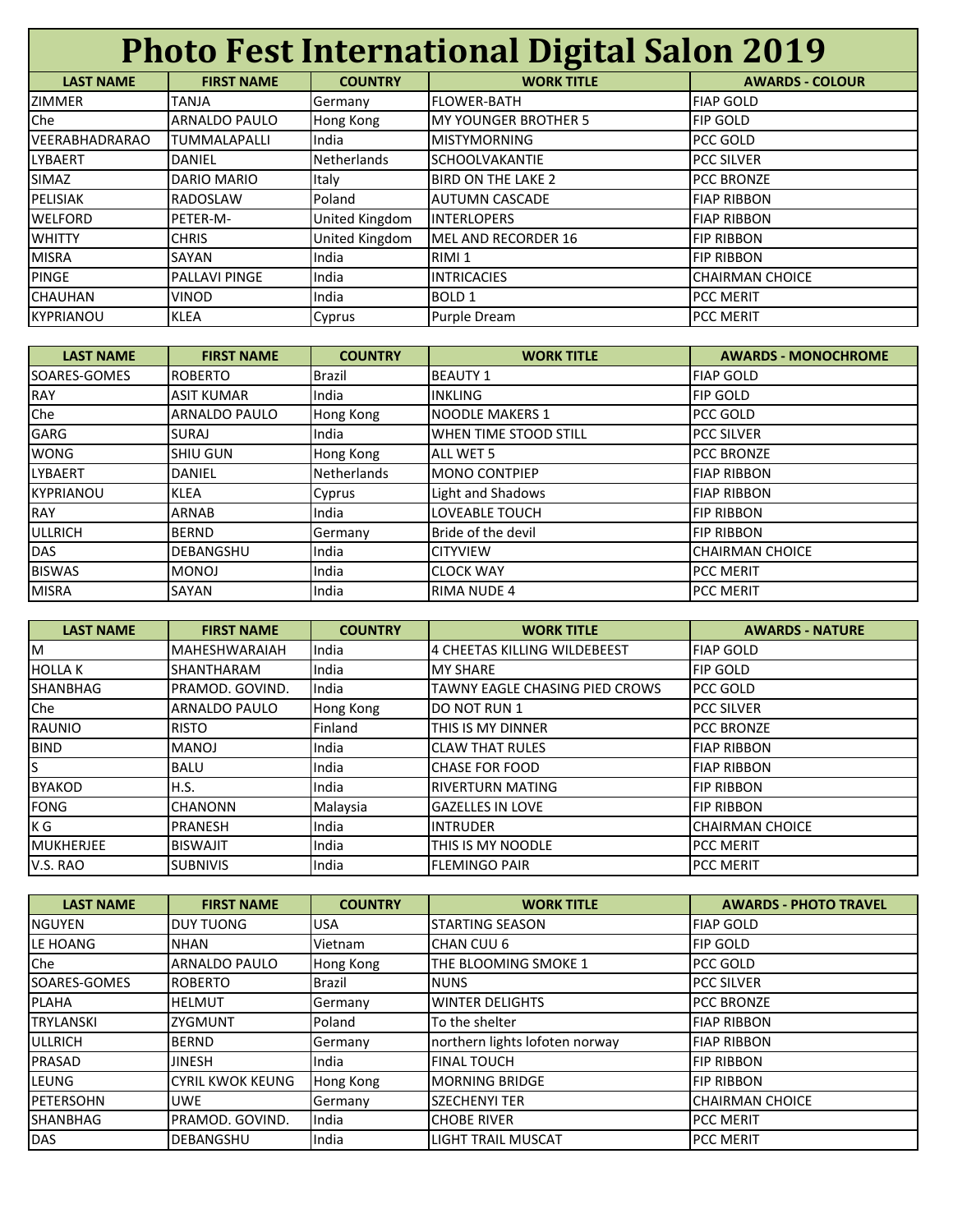# Photo Fest International Digital Salon 2019

| LAST NAME | FIRST NAME | COUNTRY | WORK TITLE | AWARDS - COLOUR |
|---|---|---|---|---|
| ZIMMER | TANJA | Germany | FLOWER-BATH | FIAP GOLD |
| Che | ARNALDO PAULO | Hong Kong | MY YOUNGER BROTHER 5 | FIP GOLD |
| VEERABHADRARAO | TUMMALAPALLI | India | MISTYMORNING | PCC GOLD |
| LYBAERT | DANIEL | Netherlands | SCHOOLVAKANTIE | PCC SILVER |
| SIMAZ | DARIO MARIO | Italy | BIRD ON THE LAKE 2 | PCC BRONZE |
| PELISIAK | RADOSLAW | Poland | AUTUMN CASCADE | FIAP RIBBON |
| WELFORD | PETER-M- | United Kingdom | INTERLOPERS | FIAP RIBBON |
| WHITTY | CHRIS | United Kingdom | MEL AND RECORDER 16 | FIP RIBBON |
| MISRA | SAYAN | India | RIMI 1 | FIP RIBBON |
| PINGE | PALLAVI PINGE | India | INTRICACIES | CHAIRMAN CHOICE |
| CHAUHAN | VINOD | India | BOLD 1 | PCC MERIT |
| KYPRIANOU | KLEA | Cyprus | Purple Dream | PCC MERIT |

| LAST NAME | FIRST NAME | COUNTRY | WORK TITLE | AWARDS - MONOCHROME |
|---|---|---|---|---|
| SOARES-GOMES | ROBERTO | Brazil | BEAUTY 1 | FIAP GOLD |
| RAY | ASIT KUMAR | India | INKLING | FIP GOLD |
| Che | ARNALDO PAULO | Hong Kong | NOODLE MAKERS 1 | PCC GOLD |
| GARG | SURAJ | India | WHEN TIME STOOD STILL | PCC SILVER |
| WONG | SHIU GUN | Hong Kong | ALL WET 5 | PCC BRONZE |
| LYBAERT | DANIEL | Netherlands | MONO CONTPIEP | FIAP RIBBON |
| KYPRIANOU | KLEA | Cyprus | Light and Shadows | FIAP RIBBON |
| RAY | ARNAB | India | LOVEABLE TOUCH | FIP RIBBON |
| ULLRICH | BERND | Germany | Bride of the devil | FIP RIBBON |
| DAS | DEBANGSHU | India | CITYVIEW | CHAIRMAN CHOICE |
| BISWAS | MONOJ | India | CLOCK WAY | PCC MERIT |
| MISRA | SAYAN | India | RIMA NUDE 4 | PCC MERIT |

| LAST NAME | FIRST NAME | COUNTRY | WORK TITLE | AWARDS - NATURE |
|---|---|---|---|---|
| M | MAHESHWARAIAH | India | 4 CHEETAS KILLING WILDEBEEST | FIAP GOLD |
| HOLLA K | SHANTHARAM | India | MY SHARE | FIP GOLD |
| SHANBHAG | PRAMOD. GOVIND. | India | TAWNY EAGLE CHASING PIED CROWS | PCC GOLD |
| Che | ARNALDO PAULO | Hong Kong | DO NOT RUN 1 | PCC SILVER |
| RAUNIO | RISTO | Finland | THIS IS MY DINNER | PCC BRONZE |
| BIND | MANOJ | India | CLAW THAT RULES | FIAP RIBBON |
| S | BALU | India | CHASE FOR FOOD | FIAP RIBBON |
| BYAKOD | H.S. | India | RIVERTURN MATING | FIP RIBBON |
| FONG | CHANONN | Malaysia | GAZELLES IN LOVE | FIP RIBBON |
| K G | PRANESH | India | INTRUDER | CHAIRMAN CHOICE |
| MUKHERJEE | BISWAJIT | India | THIS IS MY NOODLE | PCC MERIT |
| V.S. RAO | SUBNIVIS | India | FLEMINGO PAIR | PCC MERIT |

| LAST NAME | FIRST NAME | COUNTRY | WORK TITLE | AWARDS - PHOTO TRAVEL |
|---|---|---|---|---|
| NGUYEN | DUY TUONG | USA | STARTING SEASON | FIAP GOLD |
| LE HOANG | NHAN | Vietnam | CHAN CUU 6 | FIP GOLD |
| Che | ARNALDO PAULO | Hong Kong | THE BLOOMING SMOKE 1 | PCC GOLD |
| SOARES-GOMES | ROBERTO | Brazil | NUNS | PCC SILVER |
| PLAHA | HELMUT | Germany | WINTER DELIGHTS | PCC BRONZE |
| TRYLANSKI | ZYGMUNT | Poland | To the shelter | FIAP RIBBON |
| ULLRICH | BERND | Germany | northern lights lofoten norway | FIAP RIBBON |
| PRASAD | JINESH | India | FINAL TOUCH | FIP RIBBON |
| LEUNG | CYRIL KWOK KEUNG | Hong Kong | MORNING BRIDGE | FIP RIBBON |
| PETERSOHN | UWE | Germany | SZECHENYI TER | CHAIRMAN CHOICE |
| SHANBHAG | PRAMOD. GOVIND. | India | CHOBE RIVER | PCC MERIT |
| DAS | DEBANGSHU | India | LIGHT TRAIL MUSCAT | PCC MERIT |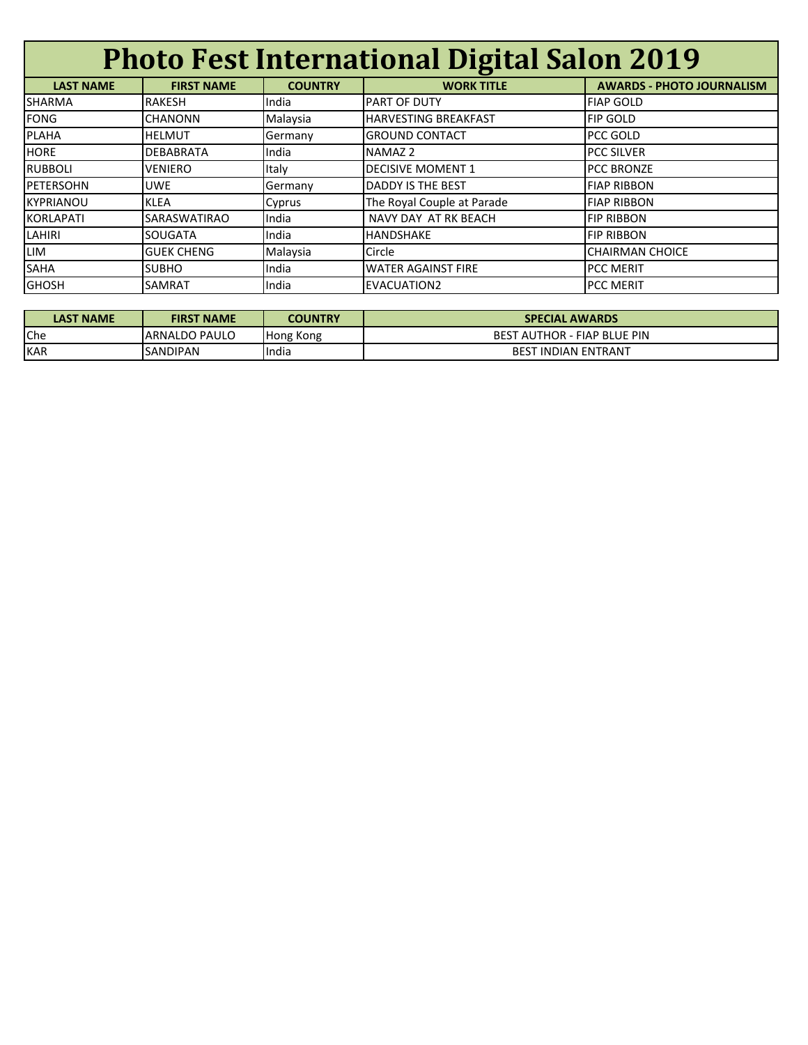# Photo Fest International Digital Salon 2019

| LAST NAME | FIRST NAME | COUNTRY | WORK TITLE | AWARDS - PHOTO JOURNALISM |
|---|---|---|---|---|
| SHARMA | RAKESH | India | PART OF DUTY | FIAP GOLD |
| FONG | CHANONN | Malaysia | HARVESTING BREAKFAST | FIP GOLD |
| PLAHA | HELMUT | Germany | GROUND CONTACT | PCC GOLD |
| HORE | DEBABRATA | India | NAMAZ 2 | PCC SILVER |
| RUBBOLI | VENIERO | Italy | DECISIVE MOMENT 1 | PCC BRONZE |
| PETERSOHN | UWE | Germany | DADDY IS THE BEST | FIAP RIBBON |
| KYPRIANOU | KLEA | Cyprus | The Royal Couple at Parade | FIAP RIBBON |
| KORLAPATI | SARASWATIRAO | India | NAVY DAY AT RK BEACH | FIP RIBBON |
| LAHIRI | SOUGATA | India | HANDSHAKE | FIP RIBBON |
| LIM | GUEK CHENG | Malaysia | Circle | CHAIRMAN CHOICE |
| SAHA | SUBHO | India | WATER AGAINST FIRE | PCC MERIT |
| GHOSH | SAMRAT | India | EVACUATION2 | PCC MERIT |

| LAST NAME | FIRST NAME | COUNTRY | SPECIAL AWARDS |
|---|---|---|---|
| Che | ARNALDO PAULO | Hong Kong | BEST AUTHOR - FIAP BLUE PIN |
| KAR | SANDIPAN | India | BEST INDIAN ENTRANT |